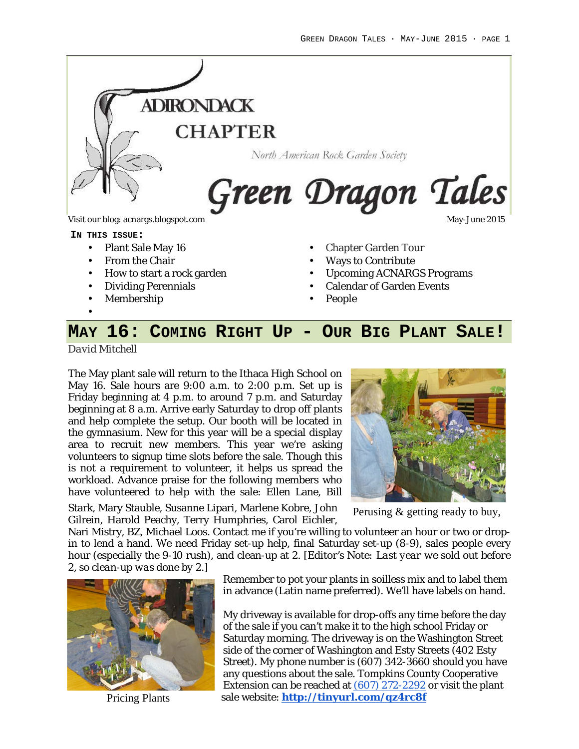ADIRONDACK CHAPTER

North American Rock Garden Society

# Green Dragon Tales

Visit our blog: acnargs.blogspot.com

May-June 2015

**IN THIS ISSUE:**

- Plant Sale May 16
- From the Chair
- How to start a rock garden
- Dividing Perennials
- Membership
- Chapter Garden Tour
- Ways to Contribute
- Upcoming ACNARGS Programs
- Calendar of Garden Events
- People

## MAY 16: COMING RIGHT UP - OUR BIG PLANT SALE!

*David Mitchell*

The May plant sale will return to the Ithaca High School on May 16. Sale hours are 9:00 a.m. to 2:00 p.m. Set up is Friday beginning at 4 p.m. to around 7 p.m. and Saturday beginning at 8 a.m. Arrive early Saturday to drop off plants and help complete the setup. Our booth will be located in the gymnasium. New for this year will be a special display area to recruit new members. This year we're asking volunteers to signup time slots before the sale. Though this is not a requirement to volunteer, it helps us spread the workload. Advance praise for the following members who have volunteered to help with the sale: Ellen Lane, Bill Stark, Mary Stauble, Susanne Lipari, Marlene Kobre, John Gilrein, Harold Peachy, Terry Humphries, Carol Eichler, Nari Mistry, BZ, Michael Loos. Contact me if you're willing to volunteer an hour or two or drop-in to lend a hand. We need Friday set-up help, final Saturday set-up (8-9), sales people every hour (especially the 9-10 rush), and clean-up at 2. [Editor's Note: *Last year we sold out before 2, so clean-up was done by 2.*]

Perusing & getting ready to buy,

Pricing Plants

Remember to pot your plants in soilless mix and to label them in advance (Latin name preferred). We'll have labels on hand.

My driveway is available for drop-offs any time before the day of the sale if you can't make it to the high school Friday or Saturday morning. The driveway is on the Washington Street side of the corner of Washington and Esty Streets (402 Esty Street). My phone number is (607) 342-3660 should you have any questions about the sale. Tompkins County Cooperative Extension can be reached at (607) 272-2292 or visit the plant sale website: **http://tinyurl.com/qz4rc8f**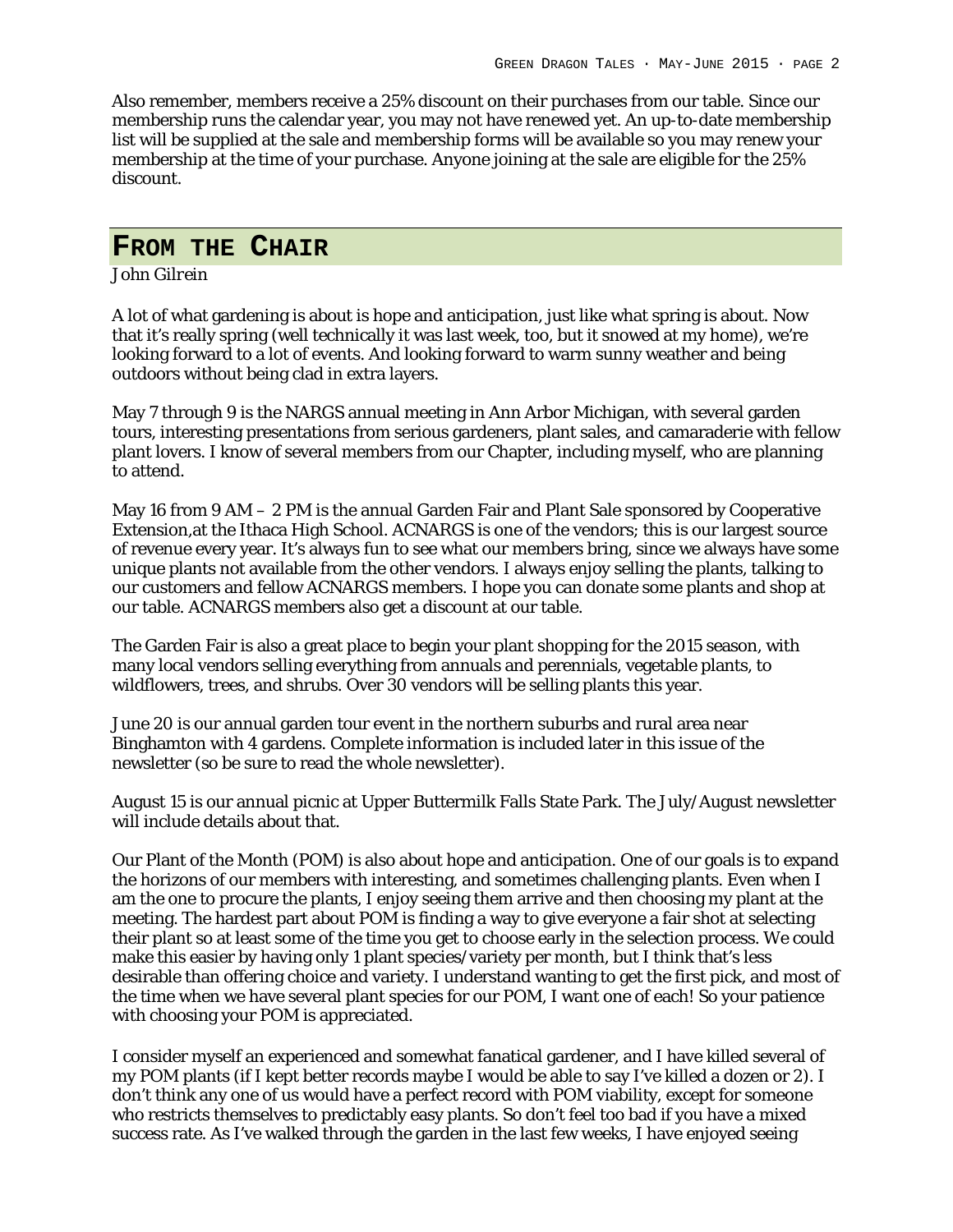Also remember, members receive a 25% discount on their purchases from our table. Since our membership runs the calendar year, you may not have renewed yet. An up-to-date membership list will be supplied at the sale and membership forms will be available so you may renew your membership at the time of your purchase. Anyone joining at the sale are eligible for the 25% discount.

## From the Chair

*John Gilrein*

A lot of what gardening is about is hope and anticipation, just like what spring is about. Now that it's really spring (well technically it was last week, too, but it snowed at my home), we're looking forward to a lot of events. And looking forward to warm sunny weather and being outdoors without being clad in extra layers.

May 7 through 9 is the NARGS annual meeting in Ann Arbor Michigan, with several garden tours, interesting presentations from serious gardeners, plant sales, and camaraderie with fellow plant lovers. I know of several members from our Chapter, including myself, who are planning to attend.

May 16 from 9 AM – 2 PM is the annual Garden Fair and Plant Sale sponsored by Cooperative Extension,at the Ithaca High School. ACNARGS is one of the vendors; this is our largest source of revenue every year. It's always fun to see what our members bring, since we always have some unique plants not available from the other vendors. I always enjoy selling the plants, talking to our customers and fellow ACNARGS members. I hope you can donate some plants and shop at our table. ACNARGS members also get a discount at our table.

The Garden Fair is also a great place to begin your plant shopping for the 2015 season, with many local vendors selling everything from annuals and perennials, vegetable plants, to wildflowers, trees, and shrubs. Over 30 vendors will be selling plants this year.

June 20 is our annual garden tour event in the northern suburbs and rural area near Binghamton with 4 gardens. Complete information is included later in this issue of the newsletter (so be sure to read the whole newsletter).

August 15 is our annual picnic at Upper Buttermilk Falls State Park. The July/August newsletter will include details about that.

Our Plant of the Month (POM) is also about hope and anticipation. One of our goals is to expand the horizons of our members with interesting, and sometimes challenging plants. Even when I am the one to procure the plants, I enjoy seeing them arrive and then choosing my plant at the meeting. The hardest part about POM is finding a way to give everyone a fair shot at selecting their plant so at least some of the time you get to choose early in the selection process. We could make this easier by having only 1 plant species/variety per month, but I think that's less desirable than offering choice and variety. I understand wanting to get the first pick, and most of the time when we have several plant species for our POM, I want one of each! So your patience with choosing your POM is appreciated.

I consider myself an experienced and somewhat fanatical gardener, and I have killed several of my POM plants (if I kept better records maybe I would be able to say I've killed a dozen or 2). I don't think any one of us would have a perfect record with POM viability, except for someone who restricts themselves to predictably easy plants. So don't feel too bad if you have a mixed success rate. As I've walked through the garden in the last few weeks, I have enjoyed seeing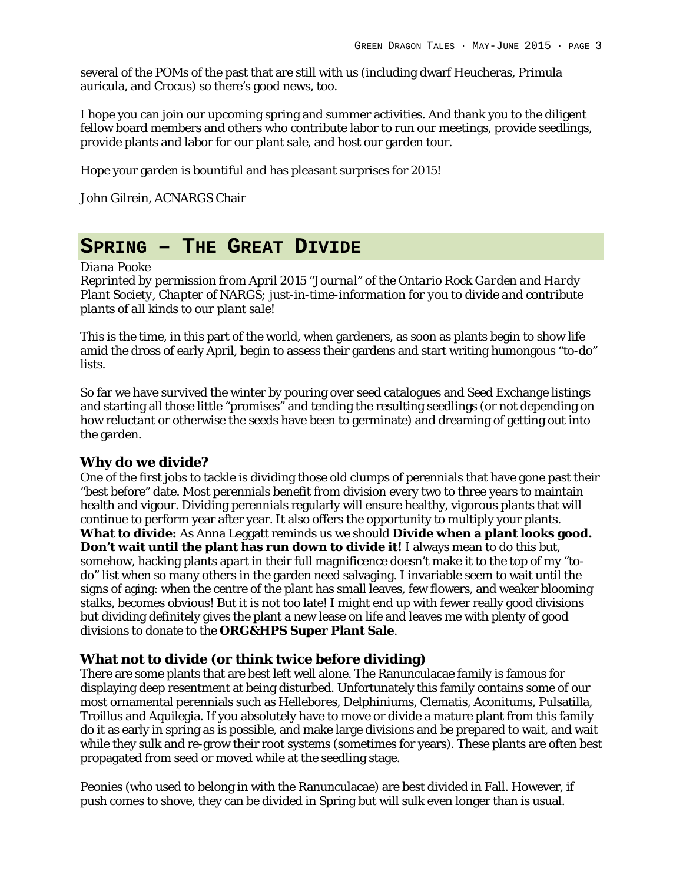several of the POMs of the past that are still with us (including dwarf Heucheras, Primula auricula, and Crocus) so there's good news, too.

I hope you can join our upcoming spring and summer activities. And thank you to the diligent fellow board members and others who contribute labor to run our meetings, provide seedlings, provide plants and labor for our plant sale, and host our garden tour.

Hope your garden is bountiful and has pleasant surprises for 2015!

John Gilrein, ACNARGS Chair

## SPRING – THE GREAT DIVIDE

*Diana Pooke*

*Reprinted by permission from April 2015 "Journal" of the Ontario Rock Garden and Hardy Plant Society, Chapter of NARGS; just-in-time-information for you to divide and contribute plants of all kinds to our plant sale!*

This is the time, in this part of the world, when gardeners, as soon as plants begin to show life amid the dross of early April, begin to assess their gardens and start writing humongous "to-do" lists.

So far we have survived the winter by pouring over seed catalogues and Seed Exchange listings and starting all those little "promises" and tending the resulting seedlings (or not depending on how reluctant or otherwise the seeds have been to germinate) and dreaming of getting out into the garden.

### Why do we divide?

One of the first jobs to tackle is dividing those old clumps of perennials that have gone past their "best before" date. Most perennials benefit from division every two to three years to maintain health and vigour. Dividing perennials regularly will ensure healthy, vigorous plants that will continue to perform year after year. It also offers the opportunity to multiply your plants.
**What to divide:** As Anna Leggatt reminds us we should **Divide when a plant looks good. Don't wait until the plant has run down to divide it!** I always mean to do this but, somehow, hacking plants apart in their full magnificence doesn't make it to the top of my "to-do" list when so many others in the garden need salvaging. I invariable seem to wait until the signs of aging: when the centre of the plant has small leaves, few flowers, and weaker blooming stalks, becomes obvious! But it is not too late! I might end up with fewer really good divisions but dividing definitely gives the plant a new lease on life and leaves me with plenty of good divisions to donate to the **ORG&HPS Super Plant Sale**.

### What not to divide (or think twice before dividing)

There are some plants that are best left well alone. The Ranunculacae family is famous for displaying deep resentment at being disturbed. Unfortunately this family contains some of our most ornamental perennials such as Hellebores, Delphiniums, Clematis, Aconitums, Pulsatilla, Troillus and Aquilegia. If you absolutely have to move or divide a mature plant from this family do it as early in spring as is possible, and make large divisions and be prepared to wait, and wait while they sulk and re-grow their root systems (sometimes for years). These plants are often best propagated from seed or moved while at the seedling stage.

Peonies (who used to belong in with the Ranunculacae) are best divided in Fall. However, if push comes to shove, they can be divided in Spring but will sulk even longer than is usual.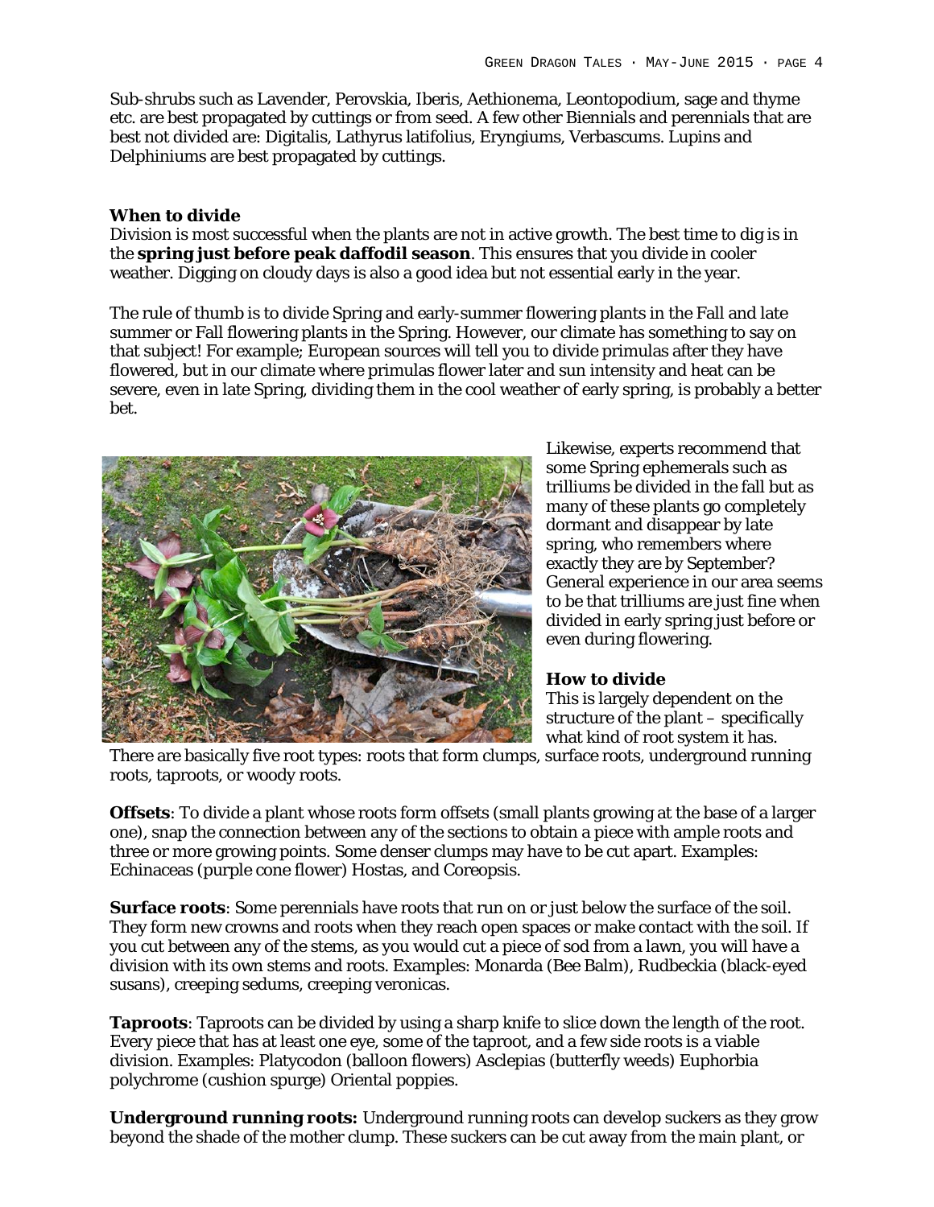Sub-shrubs such as Lavender, Perovskia, Iberis, Aethionema, Leontopodium, sage and thyme etc. are best propagated by cuttings or from seed. A few other Biennials and perennials that are best not divided are: Digitalis, Lathyrus latifolius, Eryngiums, Verbascums. Lupins and Delphiniums are best propagated by cuttings.

**When to divide**

Division is most successful when the plants are not in active growth. The best time to dig is in the **spring just before peak daffodil season**. This ensures that you divide in cooler weather. Digging on cloudy days is also a good idea but not essential early in the year.

The rule of thumb is to divide Spring and early-summer flowering plants in the Fall and late summer or Fall flowering plants in the Spring. However, our climate has something to say on that subject! For example; European sources will tell you to divide primulas after they have flowered, but in our climate where primulas flower later and sun intensity and heat can be severe, even in late Spring, dividing them in the cool weather of early spring, is probably a better bet.

Likewise, experts recommend that some Spring ephemerals such as trilliums be divided in the fall but as many of these plants go completely dormant and disappear by late spring, who remembers where exactly they are by September? General experience in our area seems to be that trilliums are just fine when divided in early spring just before or even during flowering.

**How to divide**

This is largely dependent on the structure of the plant – specifically what kind of root system it has. There are basically five root types: roots that form clumps, surface roots, underground running roots, taproots, or woody roots.

**Offsets**: To divide a plant whose roots form offsets (small plants growing at the base of a larger one), snap the connection between any of the sections to obtain a piece with ample roots and three or more growing points. Some denser clumps may have to be cut apart. Examples: Echinaceas (purple cone flower) Hostas, and Coreopsis.

**Surface roots**: Some perennials have roots that run on or just below the surface of the soil. They form new crowns and roots when they reach open spaces or make contact with the soil. If you cut between any of the stems, as you would cut a piece of sod from a lawn, you will have a division with its own stems and roots. Examples: Monarda (Bee Balm), Rudbeckia (black-eyed susans), creeping sedums, creeping veronicas.

**Taproots**: Taproots can be divided by using a sharp knife to slice down the length of the root. Every piece that has at least one eye, some of the taproot, and a few side roots is a viable division. Examples: Platycodon (balloon flowers) Asclepias (butterfly weeds) Euphorbia polychrome (cushion spurge) Oriental poppies.

**Underground running roots:** Underground running roots can develop suckers as they grow beyond the shade of the mother clump. These suckers can be cut away from the main plant, or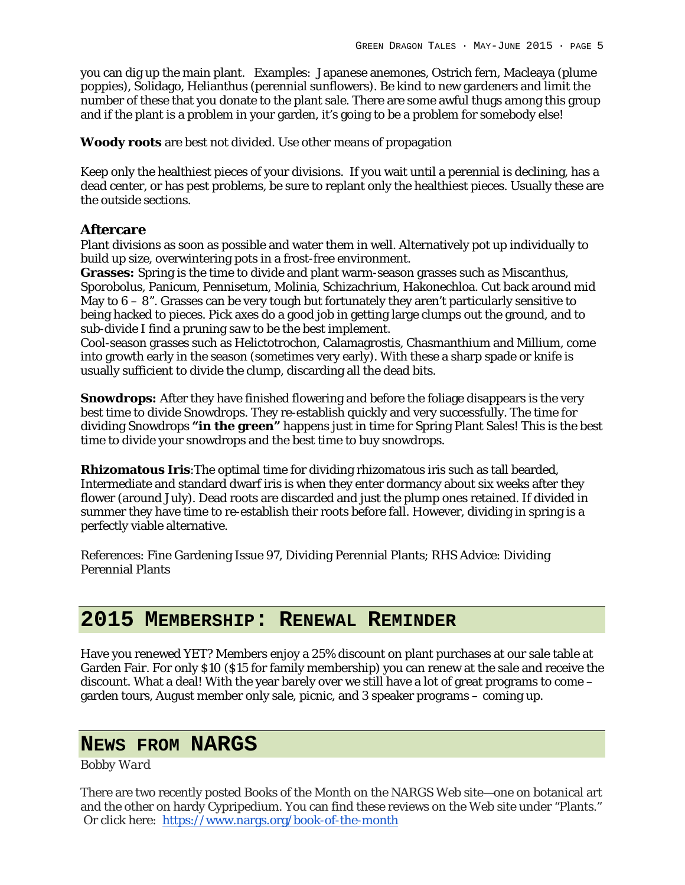you can dig up the main plant.   Examples:  Japanese anemones, Ostrich fern, Macleaya (plume poppies), Solidago, Helianthus (perennial sunflowers). Be kind to new gardeners and limit the number of these that you donate to the plant sale. There are some awful thugs among this group and if the plant is a problem in your garden, it's going to be a problem for somebody else!

**Woody roots** are best not divided. Use other means of propagation

Keep only the healthiest pieces of your divisions.  If you wait until a perennial is declining, has a dead center, or has pest problems, be sure to replant only the healthiest pieces. Usually these are the outside sections.

### Aftercare

Plant divisions as soon as possible and water them in well. Alternatively pot up individually to build up size, overwintering pots in a frost-free environment.

**Grasses:** Spring is the time to divide and plant warm-season grasses such as Miscanthus, Sporobolus, Panicum, Pennisetum, Molinia, Schizachrium, Hakonechloa. Cut back around mid May to 6 – 8". Grasses can be very tough but fortunately they aren't particularly sensitive to being hacked to pieces. Pick axes do a good job in getting large clumps out the ground, and to sub-divide I find a pruning saw to be the best implement.

Cool-season grasses such as Helictotrochon, Calamagrostis, Chasmanthium and Millium, come into growth early in the season (sometimes very early). With these a sharp spade or knife is usually sufficient to divide the clump, discarding all the dead bits.

**Snowdrops:** After they have finished flowering and before the foliage disappears is the very best time to divide Snowdrops. They re-establish quickly and very successfully. The time for dividing Snowdrops **"in the green"** happens just in time for Spring Plant Sales! This is the best time to divide your snowdrops and the best time to buy snowdrops.

**Rhizomatous Iris**:The optimal time for dividing rhizomatous iris such as tall bearded, Intermediate and standard dwarf iris is when they enter dormancy about six weeks after they flower (around July). Dead roots are discarded and just the plump ones retained. If divided in summer they have time to re-establish their roots before fall. However, dividing in spring is a perfectly viable alternative.

References: Fine Gardening Issue 97, Dividing Perennial Plants; RHS Advice: Dividing Perennial Plants

## 2015 Membership: Renewal Reminder

Have you renewed YET? Members enjoy a 25% discount on plant purchases at our sale table at Garden Fair. For only $10 ($15 for family membership) you can renew at the sale and receive the discount. What a deal! With the year barely over we still have a lot of great programs to come – garden tours, August member only sale, picnic, and 3 speaker programs – coming up.

## News from NARGS

*Bobby Ward*

There are two recently posted Books of the Month on the NARGS Web site—one on botanical art and the other on hardy Cypripedium. You can find these reviews on the Web site under "Plants." Or click here: https://www.nargs.org/book-of-the-month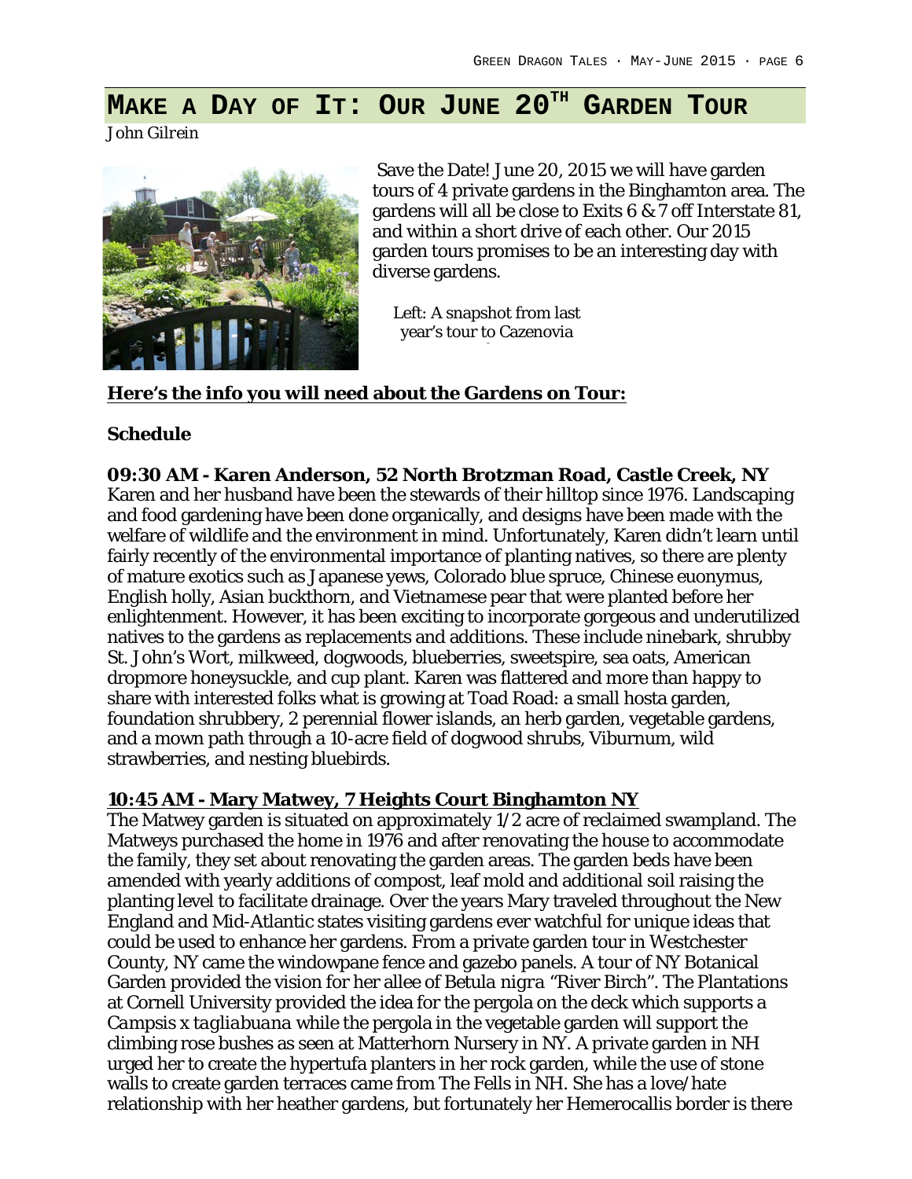# MAKE A DAY OF IT: OUR JUNE 20TH GARDEN TOUR

*John Gilrein*

Save the Date! June 20, 2015 we will have garden tours of 4 private gardens in the Binghamton area. The gardens will all be close to Exits 6 & 7 off Interstate 81, and within a short drive of each other. Our 2015 garden tours promises to be an interesting day with diverse gardens.

Left: A snapshot from last year's tour to Cazenovia

**Here's the info you will need about the Gardens on Tour:**

**Schedule**

**09:30 AM - Karen Anderson, 52 North Brotzman Road, Castle Creek, NY**

Karen and her husband have been the stewards of their hilltop since 1976. Landscaping and food gardening have been done organically, and designs have been made with the welfare of wildlife and the environment in mind. Unfortunately, Karen didn't learn until fairly recently of the environmental importance of planting natives, so there are plenty of mature exotics such as Japanese yews, Colorado blue spruce, Chinese euonymus, English holly, Asian buckthorn, and Vietnamese pear that were planted before her enlightenment. However, it has been exciting to incorporate gorgeous and underutilized natives to the gardens as replacements and additions. These include ninebark, shrubby St. John's Wort, milkweed, dogwoods, blueberries, sweetspire, sea oats, American dropmore honeysuckle, and cup plant. Karen was flattered and more than happy to share with interested folks what is growing at Toad Road: a small hosta garden, foundation shrubbery, 2 perennial flower islands, an herb garden, vegetable gardens, and a mown path through a 10-acre field of dogwood shrubs, Viburnum, wild strawberries, and nesting bluebirds.

**10:45 AM - Mary Matwey, 7 Heights Court Binghamton NY**

The Matwey garden is situated on approximately 1/2 acre of reclaimed swampland. The Matweys purchased the home in 1976 and after renovating the house to accommodate the family, they set about renovating the garden areas. The garden beds have been amended with yearly additions of compost, leaf mold and additional soil raising the planting level to facilitate drainage. Over the years Mary traveled throughout the New England and Mid-Atlantic states visiting gardens ever watchful for unique ideas that could be used to enhance her gardens. From a private garden tour in Westchester County, NY came the windowpane fence and gazebo panels. A tour of NY Botanical Garden provided the vision for her allee of *Betula nigra* "River Birch". The Plantations at Cornell University provided the idea for the pergola on the deck which supports a *Campsis x tagliabuana* while the pergola in the vegetable garden will support the climbing rose bushes as seen at Matterhorn Nursery in NY. A private garden in NH urged her to create the hypertufa planters in her rock garden, while the use of stone walls to create garden terraces came from The Fells in NH. She has a love/hate relationship with her heather gardens, but fortunately her Hemerocallis border is there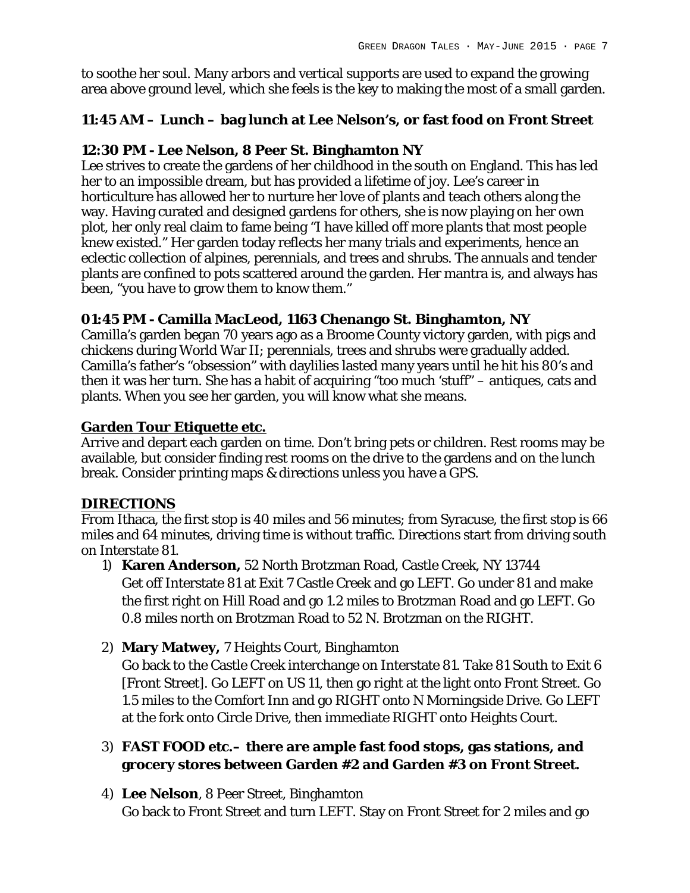to soothe her soul. Many arbors and vertical supports are used to expand the growing area above ground level, which she feels is the key to making the most of a small garden.

### 11:45 AM – Lunch – bag lunch at Lee Nelson's, or fast food on Front Street

### 12:30 PM - Lee Nelson, 8 Peer St. Binghamton NY

Lee strives to create the gardens of her childhood in the south on England. This has led her to an impossible dream, but has provided a lifetime of joy. Lee's career in horticulture has allowed her to nurture her love of plants and teach others along the way. Having curated and designed gardens for others, she is now playing on her own plot, her only real claim to fame being "I have killed off more plants that most people knew existed." Her garden today reflects her many trials and experiments, hence an eclectic collection of alpines, perennials, and trees and shrubs. The annuals and tender plants are confined to pots scattered around the garden. Her mantra is, and always has been, "you have to grow them to know them."

### 01:45 PM - Camilla MacLeod, 1163 Chenango St. Binghamton, NY

Camilla's garden began 70 years ago as a Broome County victory garden, with pigs and chickens during World War II; perennials, trees and shrubs were gradually added. Camilla's father's "obsession" with daylilies lasted many years until he hit his 80's and then it was her turn. She has a habit of acquiring "too much 'stuff" – antiques, cats and plants. When you see her garden, you will know what she means.

### Garden Tour Etiquette etc.

Arrive and depart each garden on time. Don't bring pets or children. Rest rooms may be available, but consider finding rest rooms on the drive to the gardens and on the lunch break. Consider printing maps & directions unless you have a GPS.

### DIRECTIONS

From Ithaca, the first stop is 40 miles and 56 minutes; from Syracuse, the first stop is 66 miles and 64 minutes, driving time is without traffic. Directions start from driving south on Interstate 81.

1) **Karen Anderson,** 52 North Brotzman Road, Castle Creek, NY 13744
   Get off Interstate 81 at Exit 7 Castle Creek and go LEFT. Go under 81 and make the first right on Hill Road and go 1.2 miles to Brotzman Road and go LEFT. Go 0.8 miles north on Brotzman Road to 52 N. Brotzman on the RIGHT.

2) **Mary Matwey,** 7 Heights Court, Binghamton
   Go back to the Castle Creek interchange on Interstate 81. Take 81 South to Exit 6 [Front Street]. Go LEFT on US 11, then go right at the light onto Front Street. Go 1.5 miles to the Comfort Inn and go RIGHT onto N Morningside Drive. Go LEFT at the fork onto Circle Drive, then immediate RIGHT onto Heights Court.

3) **FAST FOOD etc.– there are ample fast food stops, gas stations, and grocery stores between Garden #2 and Garden #3 on Front Street.**

4) **Lee Nelson**, 8 Peer Street, Binghamton
   Go back to Front Street and turn LEFT. Stay on Front Street for 2 miles and go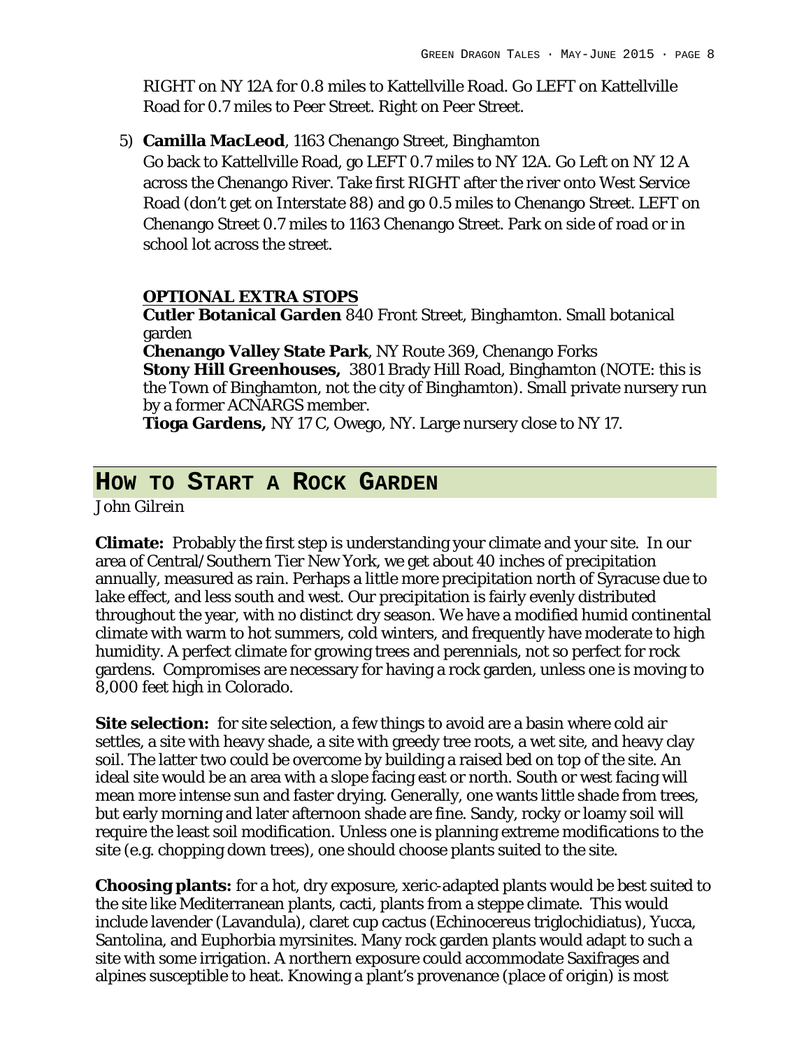RIGHT on NY 12A for 0.8 miles to Kattellville Road. Go LEFT on Kattellville Road for 0.7 miles to Peer Street. Right on Peer Street.

5) **Camilla MacLeod**, 1163 Chenango Street, Binghamton
   Go back to Kattellville Road, go LEFT 0.7 miles to NY 12A. Go Left on NY 12 A across the Chenango River. Take first RIGHT after the river onto West Service Road (don't get on Interstate 88) and go 0.5 miles to Chenango Street. LEFT on Chenango Street 0.7 miles to 1163 Chenango Street. Park on side of road or in school lot across the street.

**OPTIONAL EXTRA STOPS**

**Cutler Botanical Garden** 840 Front Street, Binghamton. Small botanical garden

**Chenango Valley State Park**, NY Route 369, Chenango Forks

**Stony Hill Greenhouses,** 3801 Brady Hill Road, Binghamton (NOTE: this is the Town of Binghamton, not the city of Binghamton). Small private nursery run by a former ACNARGS member.

**Tioga Gardens,** NY 17 C, Owego, NY. Large nursery close to NY 17.

## How to Start a Rock Garden

*John Gilrein*

**Climate:** Probably the first step is understanding your climate and your site. In our area of Central/Southern Tier New York, we get about 40 inches of precipitation annually, measured as rain. Perhaps a little more precipitation north of Syracuse due to lake effect, and less south and west. Our precipitation is fairly evenly distributed throughout the year, with no distinct dry season. We have a modified humid continental climate with warm to hot summers, cold winters, and frequently have moderate to high humidity. A perfect climate for growing trees and perennials, not so perfect for rock gardens. Compromises are necessary for having a rock garden, unless one is moving to 8,000 feet high in Colorado.

**Site selection:** for site selection, a few things to avoid are a basin where cold air settles, a site with heavy shade, a site with greedy tree roots, a wet site, and heavy clay soil. The latter two could be overcome by building a raised bed on top of the site. An ideal site would be an area with a slope facing east or north. South or west facing will mean more intense sun and faster drying. Generally, one wants little shade from trees, but early morning and later afternoon shade are fine. Sandy, rocky or loamy soil will require the least soil modification. Unless one is planning extreme modifications to the site (e.g. chopping down trees), one should choose plants suited to the site.

**Choosing plants:** for a hot, dry exposure, xeric-adapted plants would be best suited to the site like Mediterranean plants, cacti, plants from a steppe climate. This would include lavender (Lavandula), claret cup cactus (Echinocereus triglochidiatus), Yucca, Santolina, and Euphorbia myrsinites. Many rock garden plants would adapt to such a site with some irrigation. A northern exposure could accommodate Saxifrages and alpines susceptible to heat. Knowing a plant's provenance (place of origin) is most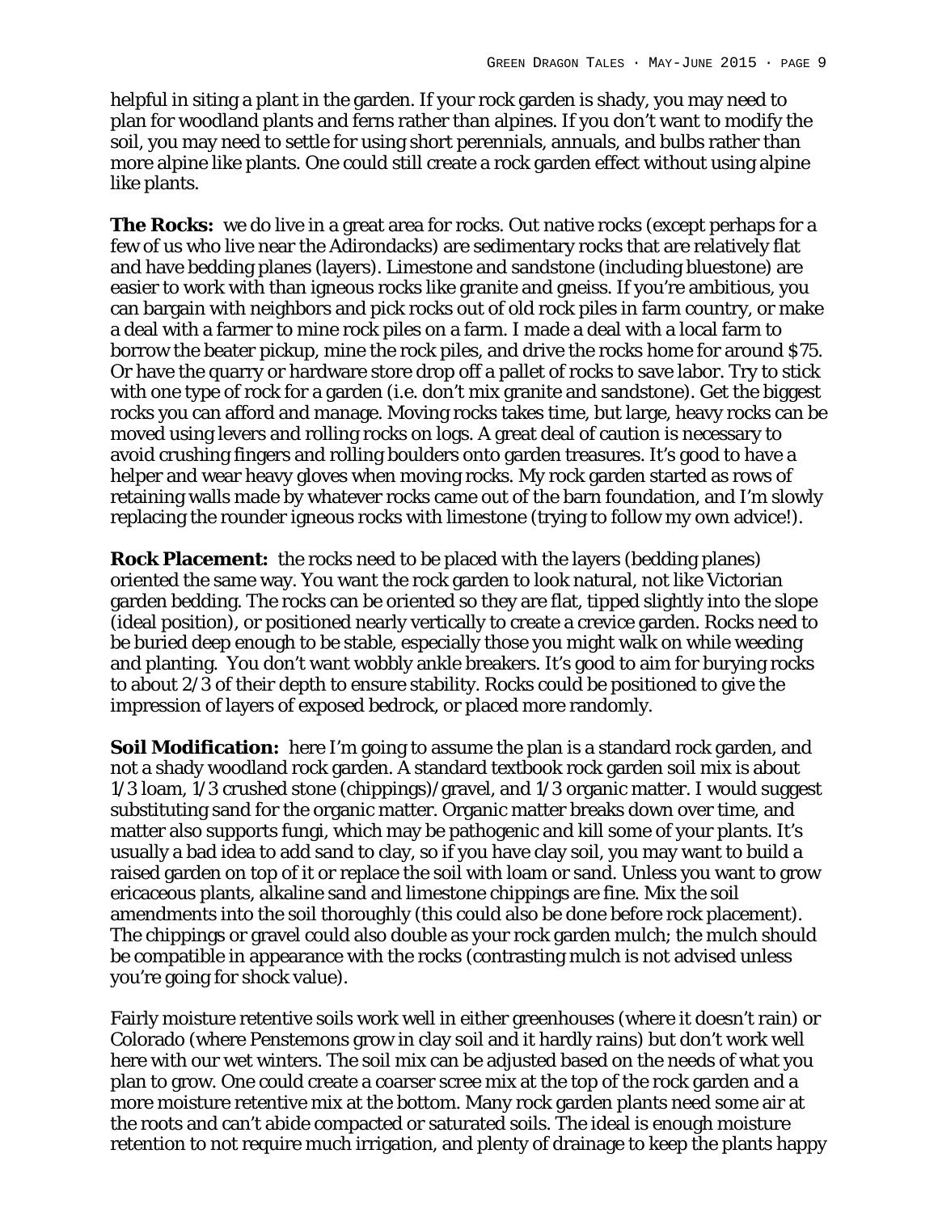helpful in siting a plant in the garden. If your rock garden is shady, you may need to plan for woodland plants and ferns rather than alpines. If you don't want to modify the soil, you may need to settle for using short perennials, annuals, and bulbs rather than more alpine like plants. One could still create a rock garden effect without using alpine like plants.

**The Rocks:** we do live in a great area for rocks. Out native rocks (except perhaps for a few of us who live near the Adirondacks) are sedimentary rocks that are relatively flat and have bedding planes (layers). Limestone and sandstone (including bluestone) are easier to work with than igneous rocks like granite and gneiss. If you're ambitious, you can bargain with neighbors and pick rocks out of old rock piles in farm country, or make a deal with a farmer to mine rock piles on a farm. I made a deal with a local farm to borrow the beater pickup, mine the rock piles, and drive the rocks home for around $75. Or have the quarry or hardware store drop off a pallet of rocks to save labor. Try to stick with one type of rock for a garden (i.e. don't mix granite and sandstone). Get the biggest rocks you can afford and manage. Moving rocks takes time, but large, heavy rocks can be moved using levers and rolling rocks on logs. A great deal of caution is necessary to avoid crushing fingers and rolling boulders onto garden treasures. It's good to have a helper and wear heavy gloves when moving rocks. My rock garden started as rows of retaining walls made by whatever rocks came out of the barn foundation, and I'm slowly replacing the rounder igneous rocks with limestone (trying to follow my own advice!).

**Rock Placement:** the rocks need to be placed with the layers (bedding planes) oriented the same way. You want the rock garden to look natural, not like Victorian garden bedding. The rocks can be oriented so they are flat, tipped slightly into the slope (ideal position), or positioned nearly vertically to create a crevice garden. Rocks need to be buried deep enough to be stable, especially those you might walk on while weeding and planting. You don't want wobbly ankle breakers. It's good to aim for burying rocks to about 2/3 of their depth to ensure stability. Rocks could be positioned to give the impression of layers of exposed bedrock, or placed more randomly.

**Soil Modification:** here I'm going to assume the plan is a standard rock garden, and not a shady woodland rock garden. A standard textbook rock garden soil mix is about 1/3 loam, 1/3 crushed stone (chippings)/gravel, and 1/3 organic matter. I would suggest substituting sand for the organic matter. Organic matter breaks down over time, and matter also supports fungi, which may be pathogenic and kill some of your plants. It's usually a bad idea to add sand to clay, so if you have clay soil, you may want to build a raised garden on top of it or replace the soil with loam or sand. Unless you want to grow ericaceous plants, alkaline sand and limestone chippings are fine. Mix the soil amendments into the soil thoroughly (this could also be done before rock placement). The chippings or gravel could also double as your rock garden mulch; the mulch should be compatible in appearance with the rocks (contrasting mulch is not advised unless you're going for shock value).

Fairly moisture retentive soils work well in either greenhouses (where it doesn't rain) or Colorado (where Penstemons grow in clay soil and it hardly rains) but don't work well here with our wet winters. The soil mix can be adjusted based on the needs of what you plan to grow. One could create a coarser scree mix at the top of the rock garden and a more moisture retentive mix at the bottom. Many rock garden plants need some air at the roots and can't abide compacted or saturated soils. The ideal is enough moisture retention to not require much irrigation, and plenty of drainage to keep the plants happy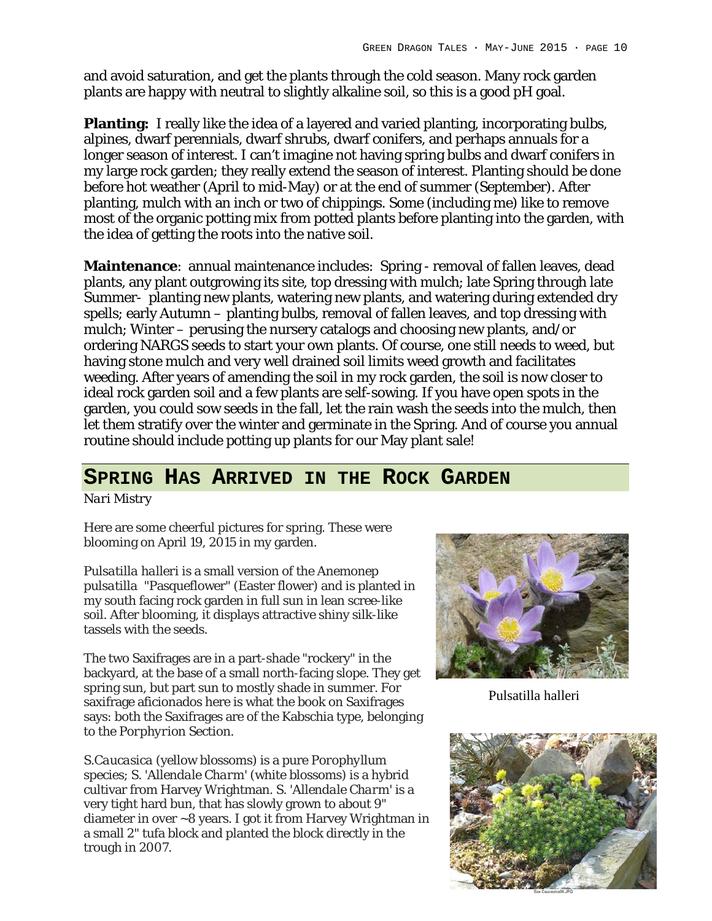and avoid saturation, and get the plants through the cold season. Many rock garden plants are happy with neutral to slightly alkaline soil, so this is a good pH goal.

**Planting:** I really like the idea of a layered and varied planting, incorporating bulbs, alpines, dwarf perennials, dwarf shrubs, dwarf conifers, and perhaps annuals for a longer season of interest. I can't imagine not having spring bulbs and dwarf conifers in my large rock garden; they really extend the season of interest. Planting should be done before hot weather (April to mid-May) or at the end of summer (September). After planting, mulch with an inch or two of chippings. Some (including me) like to remove most of the organic potting mix from potted plants before planting into the garden, with the idea of getting the roots into the native soil.

**Maintenance**: annual maintenance includes: Spring - removal of fallen leaves, dead plants, any plant outgrowing its site, top dressing with mulch; late Spring through late Summer- planting new plants, watering new plants, and watering during extended dry spells; early Autumn – planting bulbs, removal of fallen leaves, and top dressing with mulch; Winter – perusing the nursery catalogs and choosing new plants, and/or ordering NARGS seeds to start your own plants. Of course, one still needs to weed, but having stone mulch and very well drained soil limits weed growth and facilitates weeding. After years of amending the soil in my rock garden, the soil is now closer to ideal rock garden soil and a few plants are self-sowing. If you have open spots in the garden, you could sow seeds in the fall, let the rain wash the seeds into the mulch, then let them stratify over the winter and germinate in the Spring. And of course you annual routine should include potting up plants for our May plant sale!

## Spring Has Arrived in the Rock Garden

*Nari Mistry*

Here are some cheerful pictures for spring. These were blooming on April 19, 2015 in my garden.

*Pulsatilla halleri* is a small version of the Anemonep *pulsatilla* "Pasqueflower" (Easter flower) and is planted in my south facing rock garden in full sun in lean scree-like soil. After blooming, it displays attractive shiny silk-like tassels with the seeds.

The two Saxifrages are in a part-shade "rockery" in the backyard, at the base of a small north-facing slope. They get spring sun, but part sun to mostly shade in summer. For saxifrage aficionados here is what the book on Saxifrages says: both the Saxifrages are of the Kabschia type, belonging to the *Porphyrion* Section.

*S.Caucasica* (yellow blossoms) is a pure *Porophyllum* species; S. *'Allendale Charm'* (white blossoms) is a hybrid cultivar from Harvey Wrightman. S. *'Allendale Charm'* is a very tight hard bun, that has slowly grown to about 9" diameter in over ~8 years. I got it from Harvey Wrightman in a small 2" tufa block and planted the block directly in the trough in 2007.

Pulsatilla halleri

Sax Caucasica36.JPG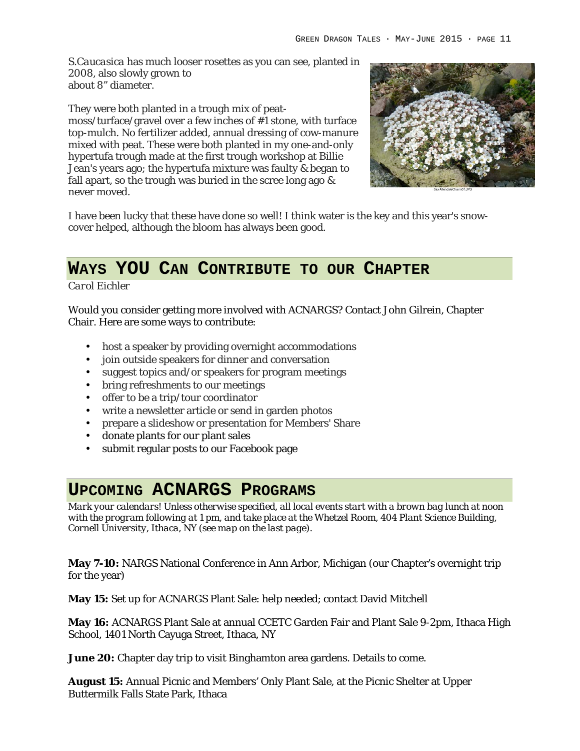*S.Caucasica* has much looser rosettes as you can see, planted in 2008, also slowly grown to about 8" diameter.

They were both planted in a trough mix of peat-moss/turface/gravel over a few inches of #1 stone, with turface top-mulch. No fertilizer added, annual dressing of cow-manure mixed with peat. These were both planted in my one-and-only hypertufa trough made at the first trough workshop at Billie Jean's years ago; the hypertufa mixture was faulty & began to fall apart, so the trough was buried in the scree long ago & never moved.

SaxAllendaleCharm01.JPG

I have been lucky that these have done so well! I think water is the key and this year's snow-cover helped, although the bloom has always been good.

## Ways YOU Can Contribute to our Chapter

*Carol Eichler*

Would you consider getting more involved with ACNARGS? Contact John Gilrein, Chapter Chair. Here are some ways to contribute:

- host a speaker by providing overnight accommodations
- join outside speakers for dinner and conversation
- suggest topics and/or speakers for program meetings
- bring refreshments to our meetings
- offer to be a trip/tour coordinator
- write a newsletter article or send in garden photos
- prepare a slideshow or presentation for Members' Share
- donate plants for our plant sales
- submit regular posts to our Facebook page

## Upcoming ACNARGS Programs

*Mark your calendars! Unless otherwise specified, all local events start with a brown bag lunch at noon with the program following at 1 pm, and take place at the Whetzel Room, 404 Plant Science Building, Cornell University, Ithaca, NY (see map on the last page).*

**May 7-10:** NARGS National Conference in Ann Arbor, Michigan (our Chapter's overnight trip for the year)

**May 15:** Set up for ACNARGS Plant Sale: help needed; contact David Mitchell

**May 16:** ACNARGS Plant Sale at annual CCETC Garden Fair and Plant Sale 9-2pm, Ithaca High School, 1401 North Cayuga Street, Ithaca, NY

**June 20:** Chapter day trip to visit Binghamton area gardens. Details to come.

**August 15:** Annual Picnic and Members' Only Plant Sale, at the Picnic Shelter at Upper Buttermilk Falls State Park, Ithaca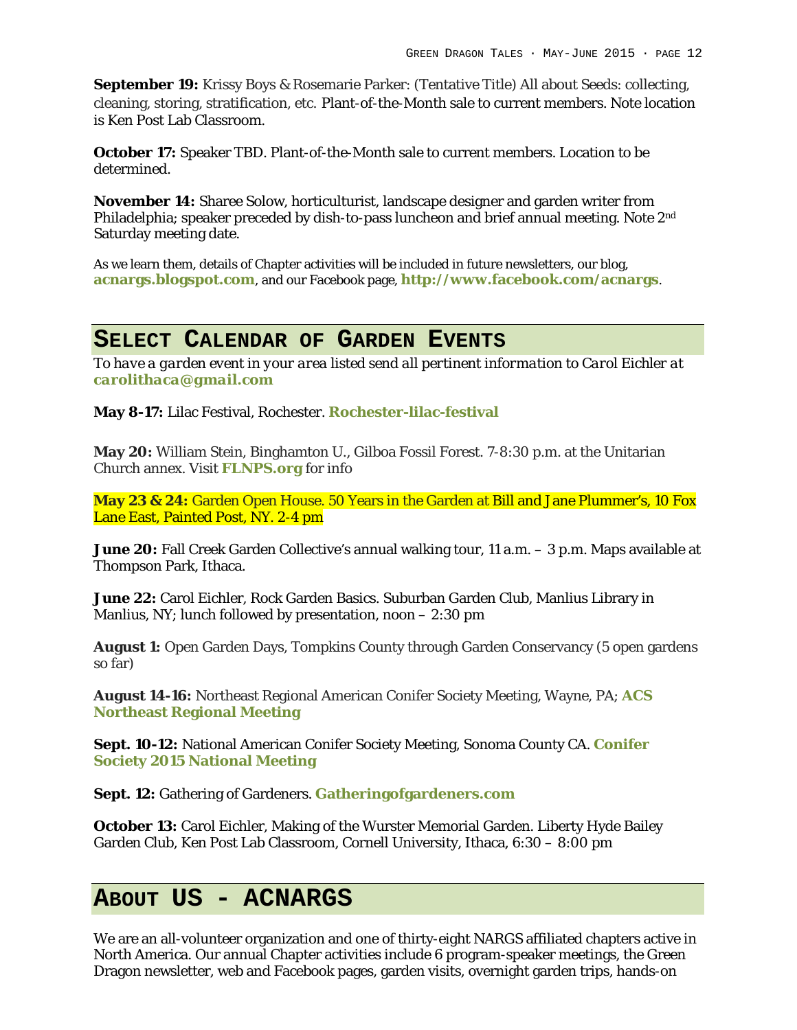**September 19:** Krissy Boys & Rosemarie Parker: (Tentative Title) All about Seeds: collecting, cleaning, storing, stratification, etc. Plant-of-the-Month sale to current members. Note location is Ken Post Lab Classroom.

**October 17:** Speaker TBD. Plant-of-the-Month sale to current members. Location to be determined.

**November 14:** Sharee Solow, horticulturist, landscape designer and garden writer from Philadelphia; speaker preceded by dish-to-pass luncheon and brief annual meeting. Note 2nd Saturday meeting date.

As we learn them, details of Chapter activities will be included in future newsletters, our blog, **acnargs.blogspot.com**, and our Facebook page, **http://www.facebook.com/acnargs**.

## SELECT CALENDAR OF GARDEN EVENTS

*To have a garden event in your area listed send all pertinent information to Carol Eichler at* **carolithaca@gmail.com**

**May 8-17:** Lilac Festival, Rochester. **Rochester-lilac-festival**

**May 20:** William Stein, Binghamton U., Gilboa Fossil Forest. 7-8:30 p.m. at the Unitarian Church annex. Visit **FLNPS.org** for info

**May 23 & 24:** Garden Open House. 50 Years in the Garden at Bill and Jane Plummer's, 10 Fox Lane East, Painted Post, NY. 2-4 pm

**June 20:** Fall Creek Garden Collective's annual walking tour, 11 a.m. – 3 p.m. Maps available at Thompson Park, Ithaca.

**June 22:** Carol Eichler, Rock Garden Basics. Suburban Garden Club, Manlius Library in Manlius, NY; lunch followed by presentation, noon – 2:30 pm

**August 1:** Open Garden Days, Tompkins County through Garden Conservancy (5 open gardens so far)

**August 14-16:** Northeast Regional American Conifer Society Meeting, Wayne, PA; **ACS Northeast Regional Meeting**

**Sept. 10-12:** National American Conifer Society Meeting, Sonoma County CA. **Conifer Society 2015 National Meeting**

**Sept. 12:** Gathering of Gardeners. **Gatheringofgardeners.com**

**October 13:** Carol Eichler, Making of the Wurster Memorial Garden. Liberty Hyde Bailey Garden Club, Ken Post Lab Classroom, Cornell University, Ithaca, 6:30 – 8:00 pm

## ABOUT US - ACNARGS

We are an all-volunteer organization and one of thirty-eight NARGS affiliated chapters active in North America. Our annual Chapter activities include 6 program-speaker meetings, the Green Dragon newsletter, web and Facebook pages, garden visits, overnight garden trips, hands-on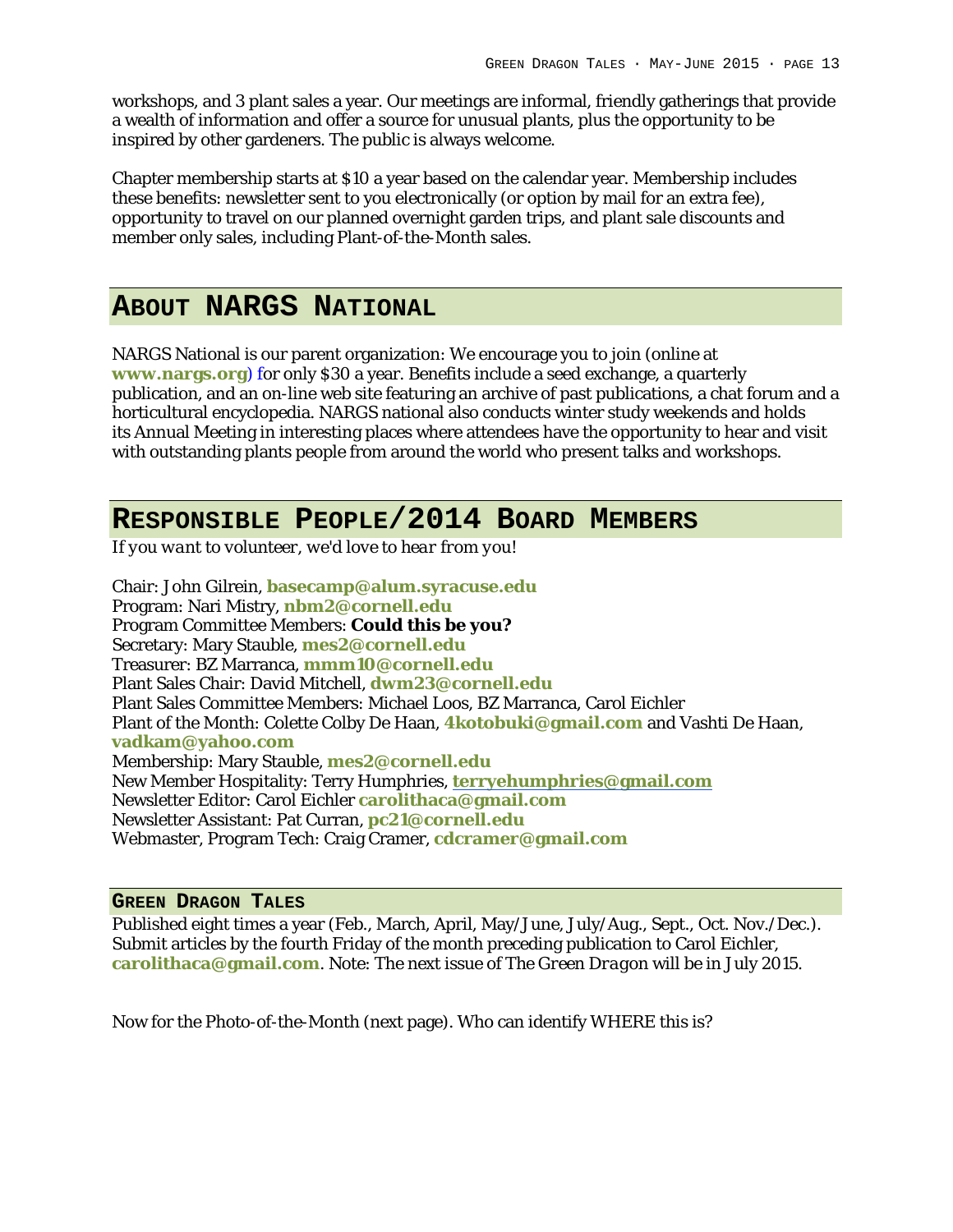workshops, and 3 plant sales a year. Our meetings are informal, friendly gatherings that provide a wealth of information and offer a source for unusual plants, plus the opportunity to be inspired by other gardeners. The public is always welcome.

Chapter membership starts at $10 a year based on the calendar year. Membership includes these benefits: newsletter sent to you electronically (or option by mail for an extra fee), opportunity to travel on our planned overnight garden trips, and plant sale discounts and member only sales, including Plant-of-the-Month sales.

## About NARGS National

NARGS National is our parent organization: We encourage you to join (online at **www.nargs.org**) for only $30 a year. Benefits include a seed exchange, a quarterly publication, and an on-line web site featuring an archive of past publications, a chat forum and a horticultural encyclopedia. NARGS national also conducts winter study weekends and holds its Annual Meeting in interesting places where attendees have the opportunity to hear and visit with outstanding plants people from around the world who present talks and workshops.

## Responsible People/2014 Board Members

*If you want to volunteer, we'd love to hear from you!*

Chair: John Gilrein, **basecamp@alum.syracuse.edu**
Program: Nari Mistry, **nbm2@cornell.edu**
Program Committee Members: **Could this be you?**
Secretary: Mary Stauble, **mes2@cornell.edu**
Treasurer: BZ Marranca, **mmm10@cornell.edu**
Plant Sales Chair: David Mitchell, **dwm23@cornell.edu**
Plant Sales Committee Members: Michael Loos, BZ Marranca, Carol Eichler
Plant of the Month: Colette Colby De Haan, **4kotobuki@gmail.com** and Vashti De Haan, **vadkam@yahoo.com**
Membership: Mary Stauble, **mes2@cornell.edu**
New Member Hospitality: Terry Humphries, **terryehumphries@gmail.com**
Newsletter Editor: Carol Eichler **carolithaca@gmail.com**
Newsletter Assistant: Pat Curran, **pc21@cornell.edu**
Webmaster, Program Tech: Craig Cramer, **cdcramer@gmail.com**

### Green Dragon Tales

Published eight times a year (Feb., March, April, May/June, July/Aug., Sept., Oct. Nov./Dec.). Submit articles by the fourth Friday of the month preceding publication to Carol Eichler, **carolithaca@gmail.com**. Note: The next issue of *The Green Dragon* will be in July 2015.

Now for the Photo-of-the-Month (next page). Who can identify WHERE this is?